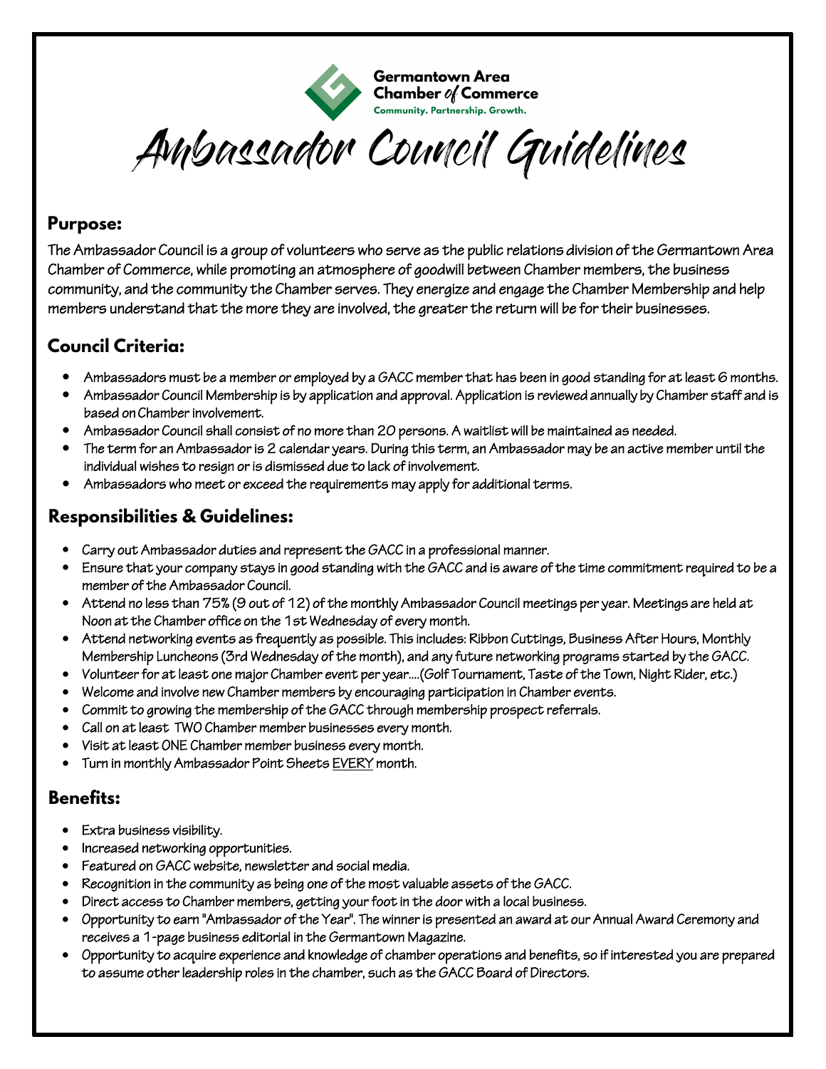Germantown Area Chamber of Commerce
Community. Partnership. Growth.

# Ambassador Council Guidelines

## Purpose:

The Ambassador Council is a group of volunteers who serve as the public relations division of the Germantown Area Chamber of Commerce, while promoting an atmosphere of goodwill between Chamber members, the business community, and the community the Chamber serves. They energize and engage the Chamber Membership and help members understand that the more they are involved, the greater the return will be for their businesses.

## Council Criteria:

- Ambassadors must be a member or employed by a GACC member that has been in good standing for at least 6 months.
- Ambassador Council Membership is by application and approval. Application is reviewed annually by Chamber staff and is based on Chamber involvement.
- Ambassador Council shall consist of no more than 20 persons. A waitlist will be maintained as needed.
- The term for an Ambassador is 2 calendar years. During this term, an Ambassador may be an active member until the individual wishes to resign or is dismissed due to lack of involvement.
- Ambassadors who meet or exceed the requirements may apply for additional terms.

## Responsibilities & Guidelines:

- Carry out Ambassador duties and represent the GACC in a professional manner.
- Ensure that your company stays in good standing with the GACC and is aware of the time commitment required to be a member of the Ambassador Council.
- Attend no less than 75% (9 out of 12) of the monthly Ambassador Council meetings per year. Meetings are held at Noon at the Chamber office on the 1st Wednesday of every month.
- Attend networking events as frequently as possible. This includes: Ribbon Cuttings, Business After Hours, Monthly Membership Luncheons (3rd Wednesday of the month), and any future networking programs started by the GACC.
- Volunteer for at least one major Chamber event per year....(Golf Tournament, Taste of the Town, Night Rider, etc.)
- Welcome and involve new Chamber members by encouraging participation in Chamber events.
- Commit to growing the membership of the GACC through membership prospect referrals.
- Call on at least TWO Chamber member businesses every month.
- Visit at least ONE Chamber member business every month.
- Turn in monthly Ambassador Point Sheets <u>EVERY</u> month.

## Benefits:

- Extra business visibility.
- Increased networking opportunities.
- Featured on GACC website, newsletter and social media.
- Recognition in the community as being one of the most valuable assets of the GACC.
- Direct access to Chamber members, getting your foot in the door with a local business.
- Opportunity to earn "Ambassador of the Year". The winner is presented an award at our Annual Award Ceremony and receives a 1-page business editorial in the Germantown Magazine.
- Opportunity to acquire experience and knowledge of chamber operations and benefits, so if interested you are prepared to assume other leadership roles in the chamber, such as the GACC Board of Directors.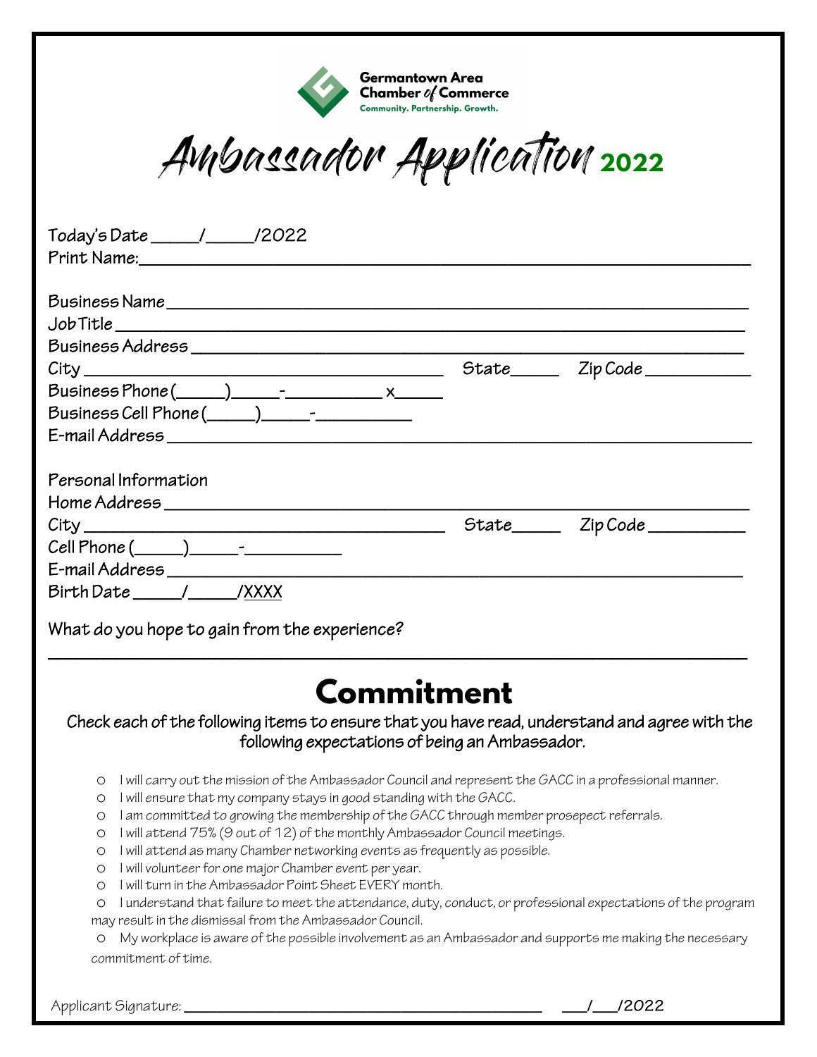Germantown Area Chamber of Commerce
Community. Partnership. Growth.

# Ambassador Application 2022

Today's Date _____/_____/2022
Print Name:________________________________________________________________________

Business Name ______________________________________________________________________
Job Title __________________________________________________________________________
Business Address ___________________________________________________________________
City _________________________________________ State_____ Zip Code ___________
Business Phone (_____)_____-__________ x_____
Business Cell Phone (_____)_____-__________
E-mail Address _____________________________________________________________________

Personal Information
Home Address ______________________________________________________________________
City _________________________________________ State_____ Zip Code __________
Cell Phone (_____)_____-__________
E-mail Address _____________________________________________________________________
Birth Date _____/_____/XXXX

What do you hope to gain from the experience?
_____________________________________________________________________________________

## Commitment

Check each of the following items to ensure that you have read, understand and agree with the following expectations of being an Ambassador.

- ○ I will carry out the mission of the Ambassador Council and represent the GACC in a professional manner.
- ○ I will ensure that my company stays in good standing with the GACC.
- ○ I am committed to growing the membership of the GACC through member prosepect referrals.
- ○ I will attend 75% (9 out of 12) of the monthly Ambassador Council meetings.
- ○ I will attend as many Chamber networking events as frequently as possible.
- ○ I will volunteer for one major Chamber event per year.
- ○ I will turn in the Ambassador Point Sheet EVERY month.
- ○ I understand that failure to meet the attendance, duty, conduct, or professional expectations of the program may result in the dismissal from the Ambassador Council.
- ○ My workplace is aware of the possible involvement as an Ambassador and supports me making the necessary commitment of time.

Applicant Signature: _____________________________________________ ___/___/2022